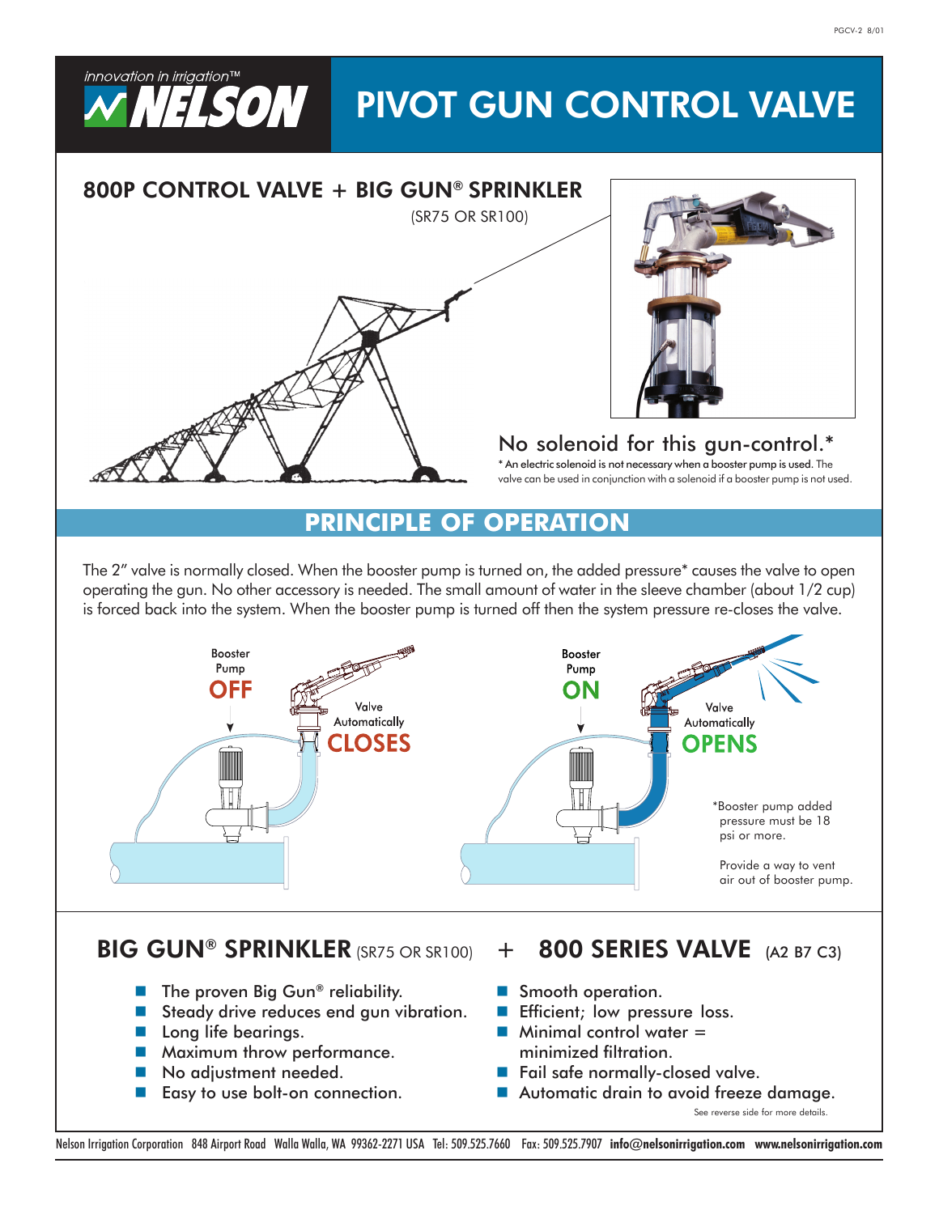innovation in irrigation™ NELSON

# PIVOT GUN CONTROL VALVE

## 800P CONTROL VALVE + BIG GUN® SPRINKLER

(SR75 OR SR100)

No solenoid for this gun-control.*

* An electric solenoid is not necessary when a booster pump is used. The valve can be used in conjunction with a solenoid if a booster pump is not used.

## PRINCIPLE OF OPERATION

The 2" valve is normally closed. When the booster pump is turned on, the added pressure* causes the valve to open operating the gun. No other accessory is needed. The small amount of water in the sleeve chamber (about 1/2 cup) is forced back into the system. When the booster pump is turned off then the system pressure re-closes the valve.

Booster Pump **OFF** — Valve Automatically **CLOSES**

Booster Pump **ON** — Valve Automatically **OPENS**

*Booster pump added pressure must be 18 psi or more.

Provide a way to vent air out of booster pump.

## BIG GUN® SPRINKLER (SR75 OR SR100)

- The proven Big Gun® reliability.
- Steady drive reduces end gun vibration.
- Long life bearings.
- Maximum throw performance.
- No adjustment needed.
- Easy to use bolt-on connection.

## + 800 SERIES VALVE (A2 B7 C3)

- Smooth operation.
- Efficient; low pressure loss.
- Minimal control water = minimized filtration.
- Fail safe normally-closed valve.
- Automatic drain to avoid freeze damage.

See reverse side for more details.

Nelson Irrigation Corporation 848 Airport Road Walla Walla, WA 99362-2271 USA Tel: 509.525.7660 Fax: 509.525.7907 **info@nelsonirrigation.com** **www.nelsonirrigation.com**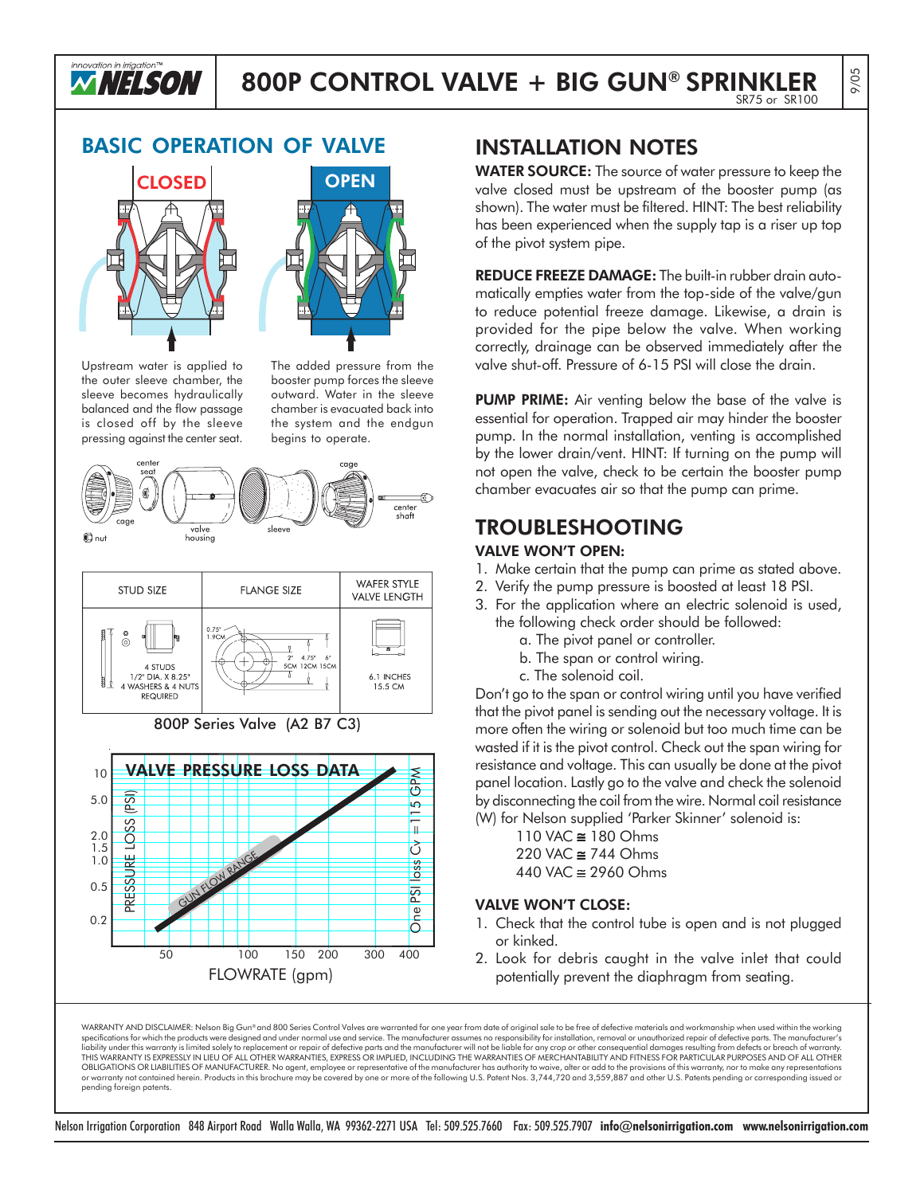# 800P CONTROL VALVE + BIG GUN® SPRINKLER

SR75 or SR100

## BASIC OPERATION OF VALVE

CLOSED

OPEN

Upstream water is applied to the outer sleeve chamber, the sleeve becomes hydraulically balanced and the flow passage is closed off by the sleeve pressing against the center seat.

The added pressure from the booster pump forces the sleeve outward. Water in the sleeve chamber is evacuated back into the system and the endgun begins to operate.

center seat
cage
nut
valve housing
sleeve
cage
center shaft

| STUD SIZE | FLANGE SIZE | WAFER STYLE VALVE LENGTH |
|---|---|---|
| 4 STUDS 1/2" DIA. X 8.25" 4 WASHERS & 4 NUTS REQUIRED | 0.75" 1.9CM; 2" 5CM; 4.75" 12CM; 6" 15CM | 6.1 INCHES 15.5 CM |

800P Series Valve (A2 B7 C3)

VALVE PRESSURE LOSS DATA

PRESSURE LOSS (PSI)

10
5.0
2.0
1.5
1.0
0.5
0.2

GUN FLOW RANGE

One PSI loss Cv = 115 GPM

50
100
150
200
300
400

FLOWRATE (gpm)

## INSTALLATION NOTES

**WATER SOURCE:** The source of water pressure to keep the valve closed must be upstream of the booster pump (as shown). The water must be filtered. HINT: The best reliability has been experienced when the supply tap is a riser up top of the pivot system pipe.

**REDUCE FREEZE DAMAGE:** The built-in rubber drain automatically empties water from the top-side of the valve/gun to reduce potential freeze damage. Likewise, a drain is provided for the pipe below the valve. When working correctly, drainage can be observed immediately after the valve shut-off. Pressure of 6-15 PSI will close the drain.

**PUMP PRIME:** Air venting below the base of the valve is essential for operation. Trapped air may hinder the booster pump. In the normal installation, venting is accomplished by the lower drain/vent. HINT: If turning on the pump will not open the valve, check to be certain the booster pump chamber evacuates air so that the pump can prime.

## TROUBLESHOOTING

### VALVE WON'T OPEN:

1. Make certain that the pump can prime as stated above.
2. Verify the pump pressure is boosted at least 18 PSI.
3. For the application where an electric solenoid is used, the following check order should be followed:
   a. The pivot panel or controller.
   b. The span or control wiring.
   c. The solenoid coil.

Don't go to the span or control wiring until you have verified that the pivot panel is sending out the necessary voltage. It is more often the wiring or solenoid but too much time can be wasted if it is the pivot control. Check out the span wiring for resistance and voltage. This can usually be done at the pivot panel location. Lastly go to the valve and check the solenoid by disconnecting the coil from the wire. Normal coil resistance (W) for Nelson supplied 'Parker Skinner' solenoid is:

110 VAC ≅ 180 Ohms
220 VAC ≅ 744 Ohms
440 VAC ≅ 2960 Ohms

### VALVE WON'T CLOSE:

1. Check that the control tube is open and is not plugged or kinked.
2. Look for debris caught in the valve inlet that could potentially prevent the diaphragm from seating.

WARRANTY AND DISCLAIMER: Nelson Big Gun® and 800 Series Control Valves are warranted for one year from date of original sale to be free of defective materials and workmanship when used within the working specifications for which the products were designed and under normal use and service. The manufacturer assumes no responsibility for installation, removal or unauthorized repair of defective parts. The manufacturer's liability under this warranty is limited solely to replacement or repair of defective parts and the manufacturer will not be liable for any crop or other consequential damages resulting from defects or breach of warranty. THIS WARRANTY IS EXPRESSLY IN LIEU OF ALL OTHER WARRANTIES, EXPRESS OR IMPLIED, INCLUDING THE WARRANTIES OF MERCHANTABILITY AND FITNESS FOR PARTICULAR PURPOSES AND OF ALL OTHER OBLIGATIONS OR LIABILITIES OF MANUFACTURER. No agent, employee or representative of the manufacturer has authority to waive, alter or add to the provisions of this warranty, nor to make any representations or warranty not contained herein. Products in this brochure may be covered by one or more of the following U.S. Patent Nos. 3,744,720 and 3,559,887 and other U.S. Patents pending or corresponding issued or pending foreign patents.

Nelson Irrigation Corporation 848 Airport Road Walla Walla, WA 99362-2271 USA Tel: 509.525.7660 Fax: 509.525.7907 **info@nelsonirrigation.com** **www.nelsonirrigation.com**